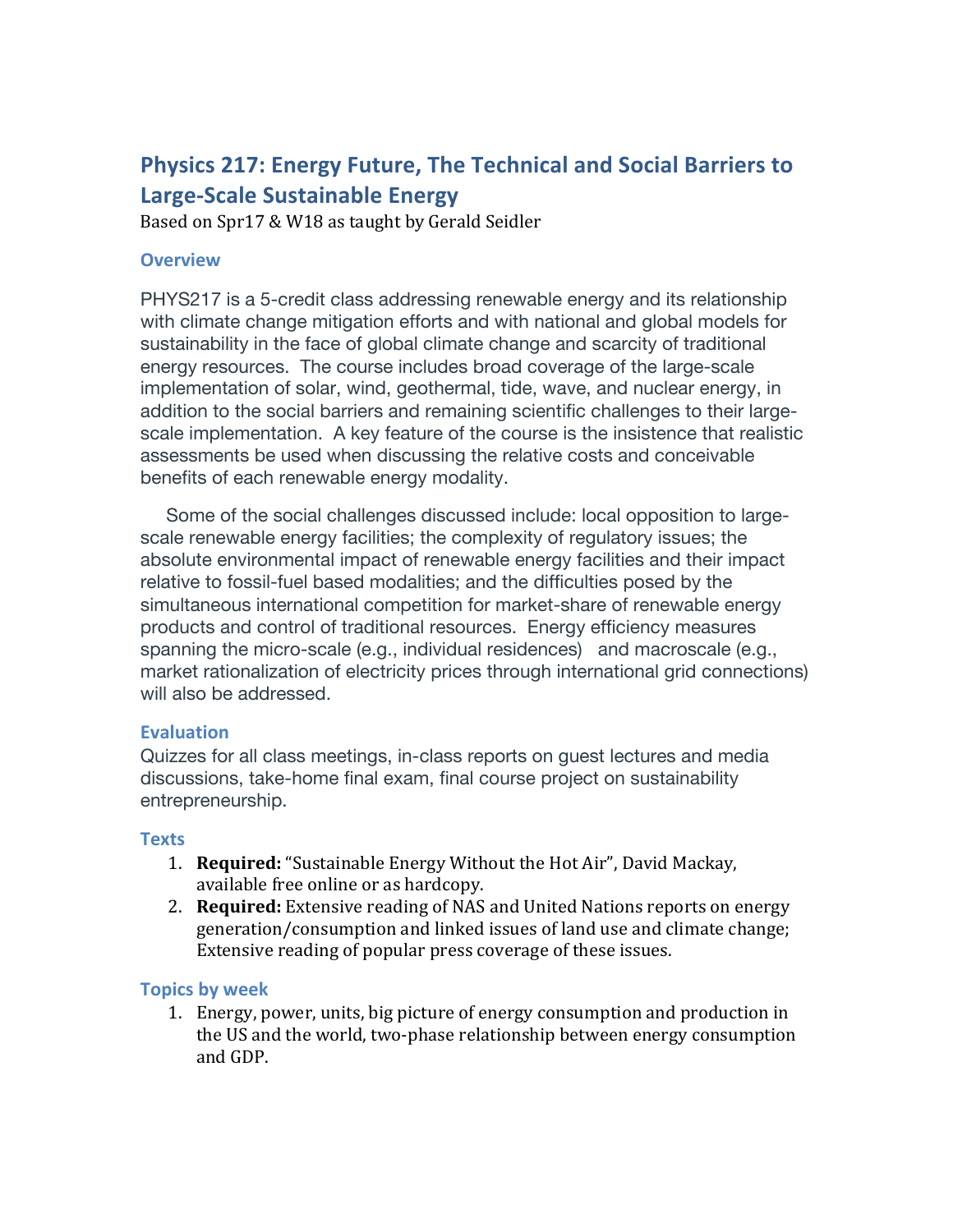# Physics 217: Energy Future, The Technical and Social Barriers to Large-Scale Sustainable Energy

Based on Spr17 & W18 as taught by Gerald Seidler

## Overview

PHYS217 is a 5-credit class addressing renewable energy and its relationship with climate change mitigation efforts and with national and global models for sustainability in the face of global climate change and scarcity of traditional energy resources. The course includes broad coverage of the large-scale implementation of solar, wind, geothermal, tide, wave, and nuclear energy, in addition to the social barriers and remaining scientific challenges to their large-scale implementation. A key feature of the course is the insistence that realistic assessments be used when discussing the relative costs and conceivable benefits of each renewable energy modality.

Some of the social challenges discussed include: local opposition to large-scale renewable energy facilities; the complexity of regulatory issues; the absolute environmental impact of renewable energy facilities and their impact relative to fossil-fuel based modalities; and the difficulties posed by the simultaneous international competition for market-share of renewable energy products and control of traditional resources. Energy efficiency measures spanning the micro-scale (e.g., individual residences) and macroscale (e.g., market rationalization of electricity prices through international grid connections) will also be addressed.

## Evaluation

Quizzes for all class meetings, in-class reports on guest lectures and media discussions, take-home final exam, final course project on sustainability entrepreneurship.

## Texts

1. **Required:** "Sustainable Energy Without the Hot Air", David Mackay, available free online or as hardcopy.
2. **Required:** Extensive reading of NAS and United Nations reports on energy generation/consumption and linked issues of land use and climate change; Extensive reading of popular press coverage of these issues.

## Topics by week

1. Energy, power, units, big picture of energy consumption and production in the US and the world, two-phase relationship between energy consumption and GDP.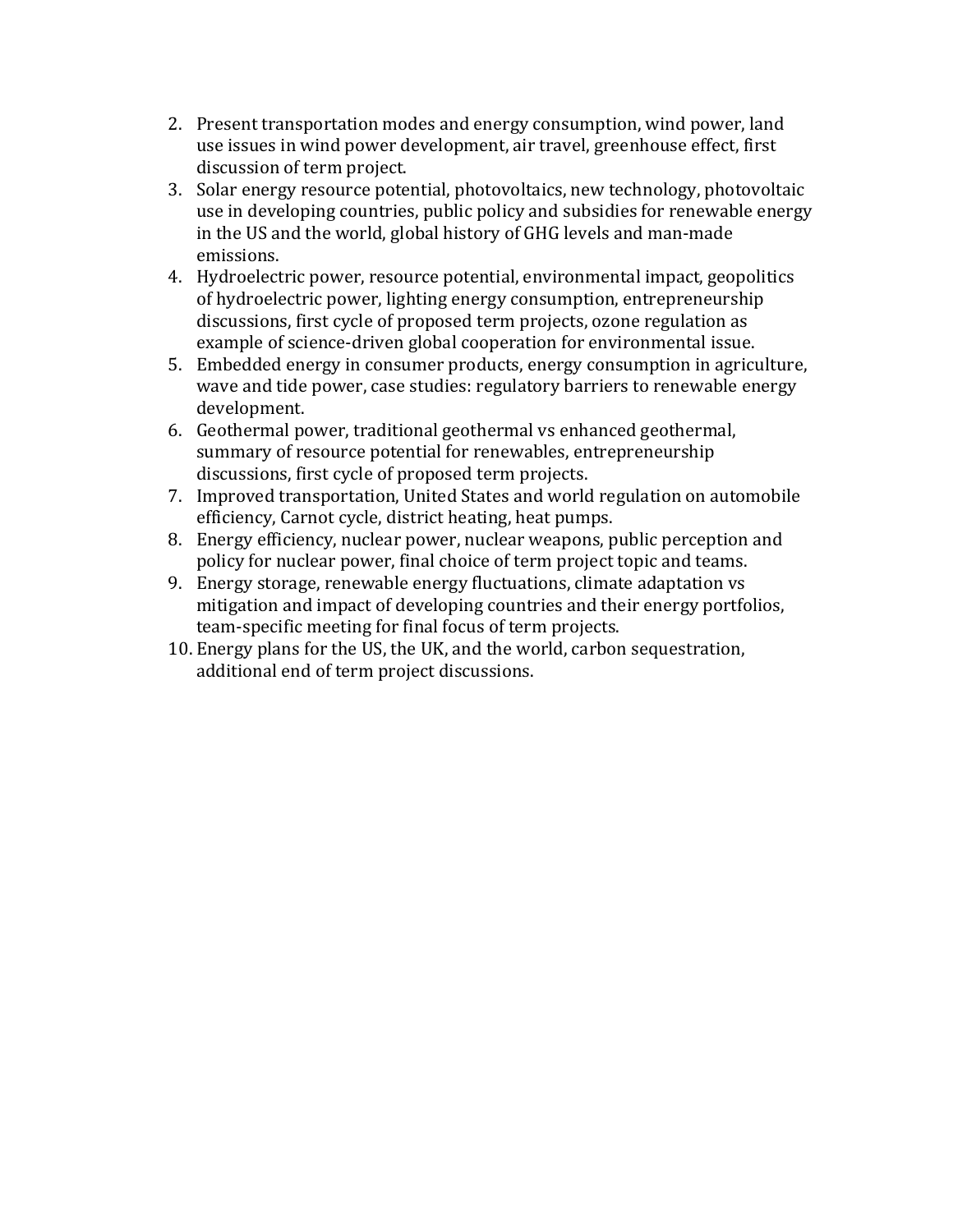2. Present transportation modes and energy consumption, wind power, land use issues in wind power development, air travel, greenhouse effect, first discussion of term project.
3. Solar energy resource potential, photovoltaics, new technology, photovoltaic use in developing countries, public policy and subsidies for renewable energy in the US and the world, global history of GHG levels and man-made emissions.
4. Hydroelectric power, resource potential, environmental impact, geopolitics of hydroelectric power, lighting energy consumption, entrepreneurship discussions, first cycle of proposed term projects, ozone regulation as example of science-driven global cooperation for environmental issue.
5. Embedded energy in consumer products, energy consumption in agriculture, wave and tide power, case studies: regulatory barriers to renewable energy development.
6. Geothermal power, traditional geothermal vs enhanced geothermal, summary of resource potential for renewables, entrepreneurship discussions, first cycle of proposed term projects.
7. Improved transportation, United States and world regulation on automobile efficiency, Carnot cycle, district heating, heat pumps.
8. Energy efficiency, nuclear power, nuclear weapons, public perception and policy for nuclear power, final choice of term project topic and teams.
9. Energy storage, renewable energy fluctuations, climate adaptation vs mitigation and impact of developing countries and their energy portfolios, team-specific meeting for final focus of term projects.
10. Energy plans for the US, the UK, and the world, carbon sequestration, additional end of term project discussions.